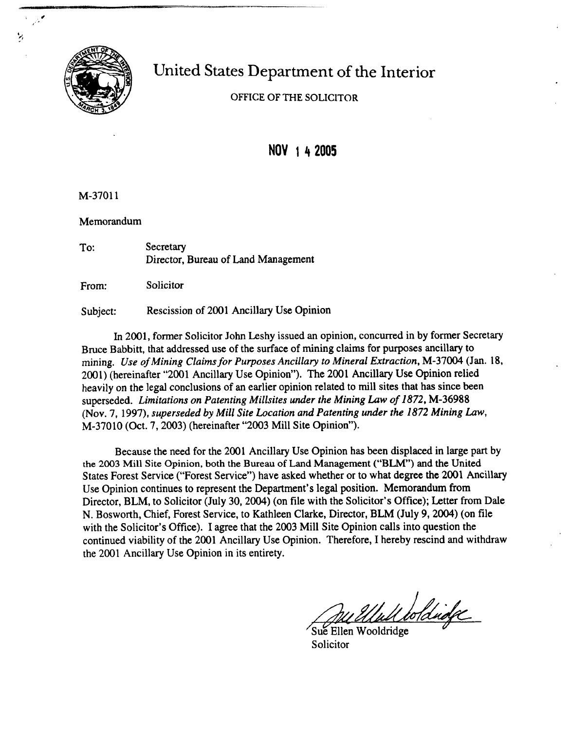# United States Department of the Interior

OFFICE OF THE SOLICITOR

**NOV 14 2005**

M-37011

Memorandum

To: Secretary
Director, Bureau of Land Management

From: Solicitor

Subject: Rescission of 2001 Ancillary Use Opinion

In 2001, former Solicitor John Leshy issued an opinion, concurred in by former Secretary Bruce Babbitt, that addressed use of the surface of mining claims for purposes ancillary to mining. *Use of Mining Claims for Purposes Ancillary to Mineral Extraction*, M-37004 (Jan. 18, 2001) (hereinafter "2001 Ancillary Use Opinion"). The 2001 Ancillary Use Opinion relied heavily on the legal conclusions of an earlier opinion related to mill sites that has since been superseded. *Limitations on Patenting Millsites under the Mining Law of 1872*, M-36988 (Nov. 7, 1997), *superseded by Mill Site Location and Patenting under the 1872 Mining Law*, M-37010 (Oct. 7, 2003) (hereinafter "2003 Mill Site Opinion").

Because the need for the 2001 Ancillary Use Opinion has been displaced in large part by the 2003 Mill Site Opinion, both the Bureau of Land Management ("BLM") and the United States Forest Service ("Forest Service") have asked whether or to what degree the 2001 Ancillary Use Opinion continues to represent the Department's legal position. Memorandum from Director, BLM, to Solicitor (July 30, 2004) (on file with the Solicitor's Office); Letter from Dale N. Bosworth, Chief, Forest Service, to Kathleen Clarke, Director, BLM (July 9, 2004) (on file with the Solicitor's Office). I agree that the 2003 Mill Site Opinion calls into question the continued viability of the 2001 Ancillary Use Opinion. Therefore, I hereby rescind and withdraw the 2001 Ancillary Use Opinion in its entirety.

Sue Ellen Wooldridge
Solicitor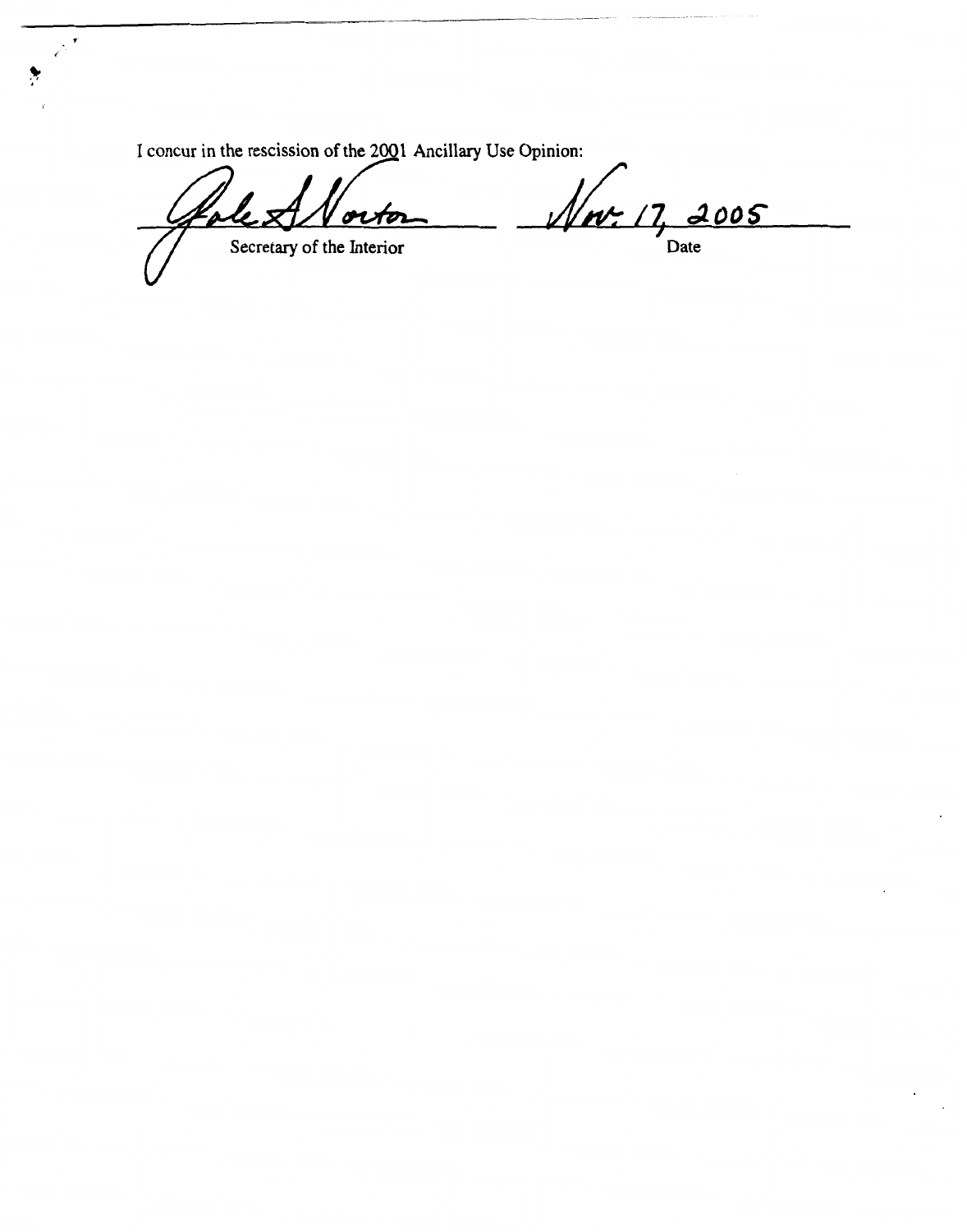I concur in the rescission of the 2001 Ancillary Use Opinion:

Gale A. Norton Nov. 17, 2005

Secretary of the Interior Date